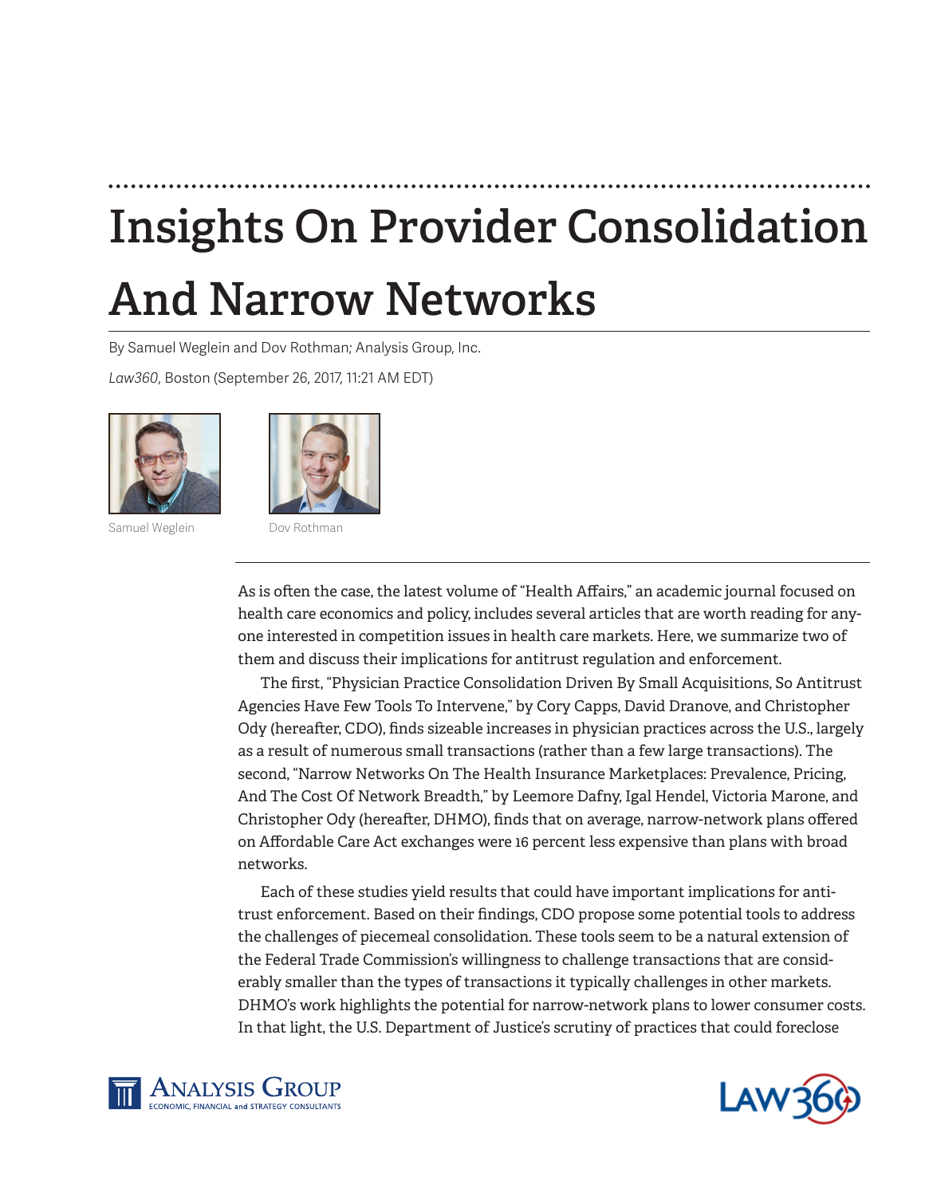# Insights On Provider Consolidation And Narrow Networks

By Samuel Weglein and Dov Rothman; Analysis Group, Inc.

*Law360*, Boston (September 26, 2017, 11:21 AM EDT)

Samuel Weglein

Dov Rothman

As is often the case, the latest volume of "Health Affairs," an academic journal focused on health care economics and policy, includes several articles that are worth reading for anyone interested in competition issues in health care markets. Here, we summarize two of them and discuss their implications for antitrust regulation and enforcement.

The first, "Physician Practice Consolidation Driven By Small Acquisitions, So Antitrust Agencies Have Few Tools To Intervene," by Cory Capps, David Dranove, and Christopher Ody (hereafter, CDO), finds sizeable increases in physician practices across the U.S., largely as a result of numerous small transactions (rather than a few large transactions). The second, "Narrow Networks On The Health Insurance Marketplaces: Prevalence, Pricing, And The Cost Of Network Breadth," by Leemore Dafny, Igal Hendel, Victoria Marone, and Christopher Ody (hereafter, DHMO), finds that on average, narrow-network plans offered on Affordable Care Act exchanges were 16 percent less expensive than plans with broad networks.

Each of these studies yield results that could have important implications for antitrust enforcement. Based on their findings, CDO propose some potential tools to address the challenges of piecemeal consolidation. These tools seem to be a natural extension of the Federal Trade Commission's willingness to challenge transactions that are considerably smaller than the types of transactions it typically challenges in other markets. DHMO's work highlights the potential for narrow-network plans to lower consumer costs. In that light, the U.S. Department of Justice's scrutiny of practices that could foreclose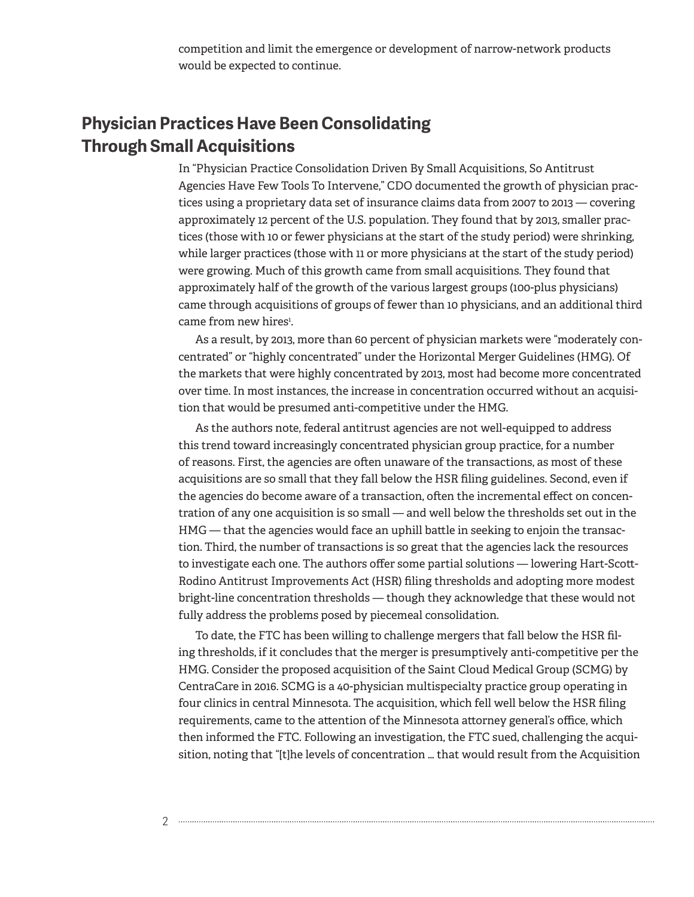competition and limit the emergence or development of narrow-network products would be expected to continue.

## Physician Practices Have Been Consolidating Through Small Acquisitions

In "Physician Practice Consolidation Driven By Small Acquisitions, So Antitrust Agencies Have Few Tools To Intervene," CDO documented the growth of physician practices using a proprietary data set of insurance claims data from 2007 to 2013 — covering approximately 12 percent of the U.S. population. They found that by 2013, smaller practices (those with 10 or fewer physicians at the start of the study period) were shrinking, while larger practices (those with 11 or more physicians at the start of the study period) were growing. Much of this growth came from small acquisitions. They found that approximately half of the growth of the various largest groups (100-plus physicians) came through acquisitions of groups of fewer than 10 physicians, and an additional third came from new hires[1].

As a result, by 2013, more than 60 percent of physician markets were "moderately concentrated" or "highly concentrated" under the Horizontal Merger Guidelines (HMG). Of the markets that were highly concentrated by 2013, most had become more concentrated over time. In most instances, the increase in concentration occurred without an acquisition that would be presumed anti-competitive under the HMG.

As the authors note, federal antitrust agencies are not well-equipped to address this trend toward increasingly concentrated physician group practice, for a number of reasons. First, the agencies are often unaware of the transactions, as most of these acquisitions are so small that they fall below the HSR filing guidelines. Second, even if the agencies do become aware of a transaction, often the incremental effect on concentration of any one acquisition is so small — and well below the thresholds set out in the HMG — that the agencies would face an uphill battle in seeking to enjoin the transaction. Third, the number of transactions is so great that the agencies lack the resources to investigate each one. The authors offer some partial solutions — lowering Hart-Scott-Rodino Antitrust Improvements Act (HSR) filing thresholds and adopting more modest bright-line concentration thresholds — though they acknowledge that these would not fully address the problems posed by piecemeal consolidation.

To date, the FTC has been willing to challenge mergers that fall below the HSR filing thresholds, if it concludes that the merger is presumptively anti-competitive per the HMG. Consider the proposed acquisition of the Saint Cloud Medical Group (SCMG) by CentraCare in 2016. SCMG is a 40-physician multispecialty practice group operating in four clinics in central Minnesota. The acquisition, which fell well below the HSR filing requirements, came to the attention of the Minnesota attorney general's office, which then informed the FTC. Following an investigation, the FTC sued, challenging the acquisition, noting that "[t]he levels of concentration … that would result from the Acquisition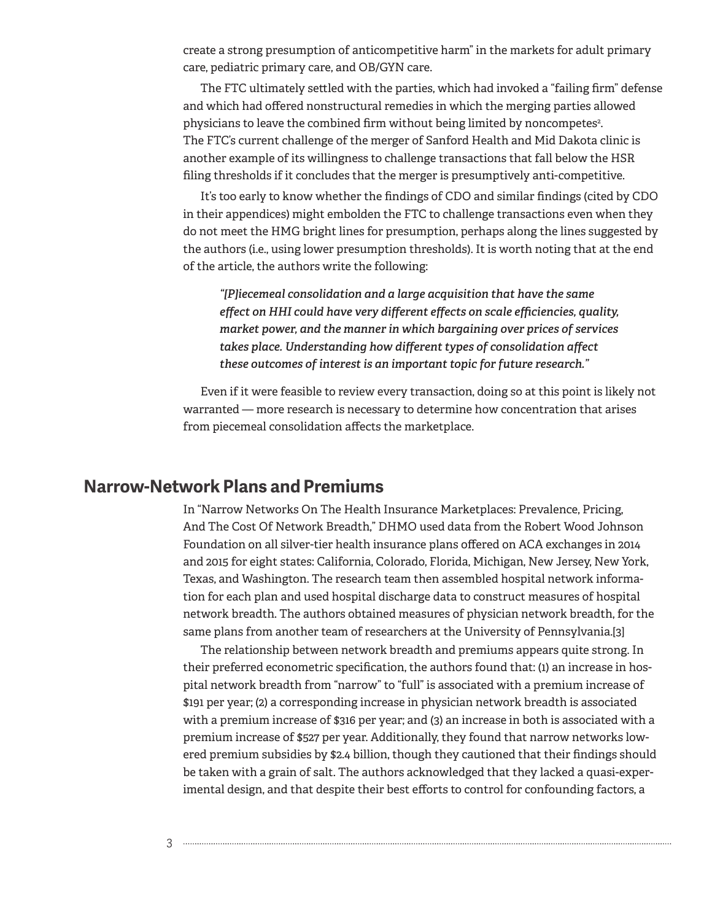create a strong presumption of anticompetitive harm" in the markets for adult primary care, pediatric primary care, and OB/GYN care.

The FTC ultimately settled with the parties, which had invoked a "failing firm" defense and which had offered nonstructural remedies in which the merging parties allowed physicians to leave the combined firm without being limited by noncompetes[2]. The FTC's current challenge of the merger of Sanford Health and Mid Dakota clinic is another example of its willingness to challenge transactions that fall below the HSR filing thresholds if it concludes that the merger is presumptively anti-competitive.

It's too early to know whether the findings of CDO and similar findings (cited by CDO in their appendices) might embolden the FTC to challenge transactions even when they do not meet the HMG bright lines for presumption, perhaps along the lines suggested by the authors (i.e., using lower presumption thresholds). It is worth noting that at the end of the article, the authors write the following:

> ***"[P]iecemeal consolidation and a large acquisition that have the same effect on HHI could have very different effects on scale efficiencies, quality, market power, and the manner in which bargaining over prices of services takes place. Understanding how different types of consolidation affect these outcomes of interest is an important topic for future research."***

Even if it were feasible to review every transaction, doing so at this point is likely not warranted — more research is necessary to determine how concentration that arises from piecemeal consolidation affects the marketplace.

## Narrow-Network Plans and Premiums

In "Narrow Networks On The Health Insurance Marketplaces: Prevalence, Pricing, And The Cost Of Network Breadth," DHMO used data from the Robert Wood Johnson Foundation on all silver-tier health insurance plans offered on ACA exchanges in 2014 and 2015 for eight states: California, Colorado, Florida, Michigan, New Jersey, New York, Texas, and Washington. The research team then assembled hospital network information for each plan and used hospital discharge data to construct measures of hospital network breadth. The authors obtained measures of physician network breadth, for the same plans from another team of researchers at the University of Pennsylvania.[3]

The relationship between network breadth and premiums appears quite strong. In their preferred econometric specification, the authors found that: (1) an increase in hospital network breadth from "narrow" to "full" is associated with a premium increase of $191 per year; (2) a corresponding increase in physician network breadth is associated with a premium increase of $316 per year; and (3) an increase in both is associated with a premium increase of $527 per year. Additionally, they found that narrow networks lowered premium subsidies by $2.4 billion, though they cautioned that their findings should be taken with a grain of salt. The authors acknowledged that they lacked a quasi-experimental design, and that despite their best efforts to control for confounding factors, a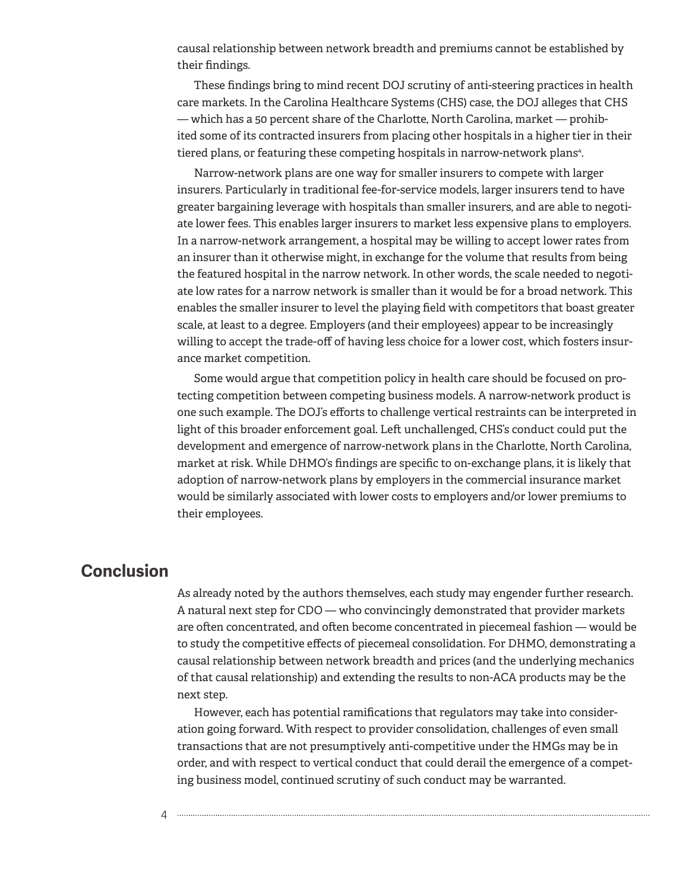causal relationship between network breadth and premiums cannot be established by their findings.

These findings bring to mind recent DOJ scrutiny of anti-steering practices in health care markets. In the Carolina Healthcare Systems (CHS) case, the DOJ alleges that CHS — which has a 50 percent share of the Charlotte, North Carolina, market — prohibited some of its contracted insurers from placing other hospitals in a higher tier in their tiered plans, or featuring these competing hospitals in narrow-network plans[4].

Narrow-network plans are one way for smaller insurers to compete with larger insurers. Particularly in traditional fee-for-service models, larger insurers tend to have greater bargaining leverage with hospitals than smaller insurers, and are able to negotiate lower fees. This enables larger insurers to market less expensive plans to employers. In a narrow-network arrangement, a hospital may be willing to accept lower rates from an insurer than it otherwise might, in exchange for the volume that results from being the featured hospital in the narrow network. In other words, the scale needed to negotiate low rates for a narrow network is smaller than it would be for a broad network. This enables the smaller insurer to level the playing field with competitors that boast greater scale, at least to a degree. Employers (and their employees) appear to be increasingly willing to accept the trade-off of having less choice for a lower cost, which fosters insurance market competition.

Some would argue that competition policy in health care should be focused on protecting competition between competing business models. A narrow-network product is one such example. The DOJ's efforts to challenge vertical restraints can be interpreted in light of this broader enforcement goal. Left unchallenged, CHS's conduct could put the development and emergence of narrow-network plans in the Charlotte, North Carolina, market at risk. While DHMO's findings are specific to on-exchange plans, it is likely that adoption of narrow-network plans by employers in the commercial insurance market would be similarly associated with lower costs to employers and/or lower premiums to their employees.

## Conclusion

As already noted by the authors themselves, each study may engender further research. A natural next step for CDO — who convincingly demonstrated that provider markets are often concentrated, and often become concentrated in piecemeal fashion — would be to study the competitive effects of piecemeal consolidation. For DHMO, demonstrating a causal relationship between network breadth and prices (and the underlying mechanics of that causal relationship) and extending the results to non-ACA products may be the next step.

However, each has potential ramifications that regulators may take into consideration going forward. With respect to provider consolidation, challenges of even small transactions that are not presumptively anti-competitive under the HMGs may be in order, and with respect to vertical conduct that could derail the emergence of a competing business model, continued scrutiny of such conduct may be warranted.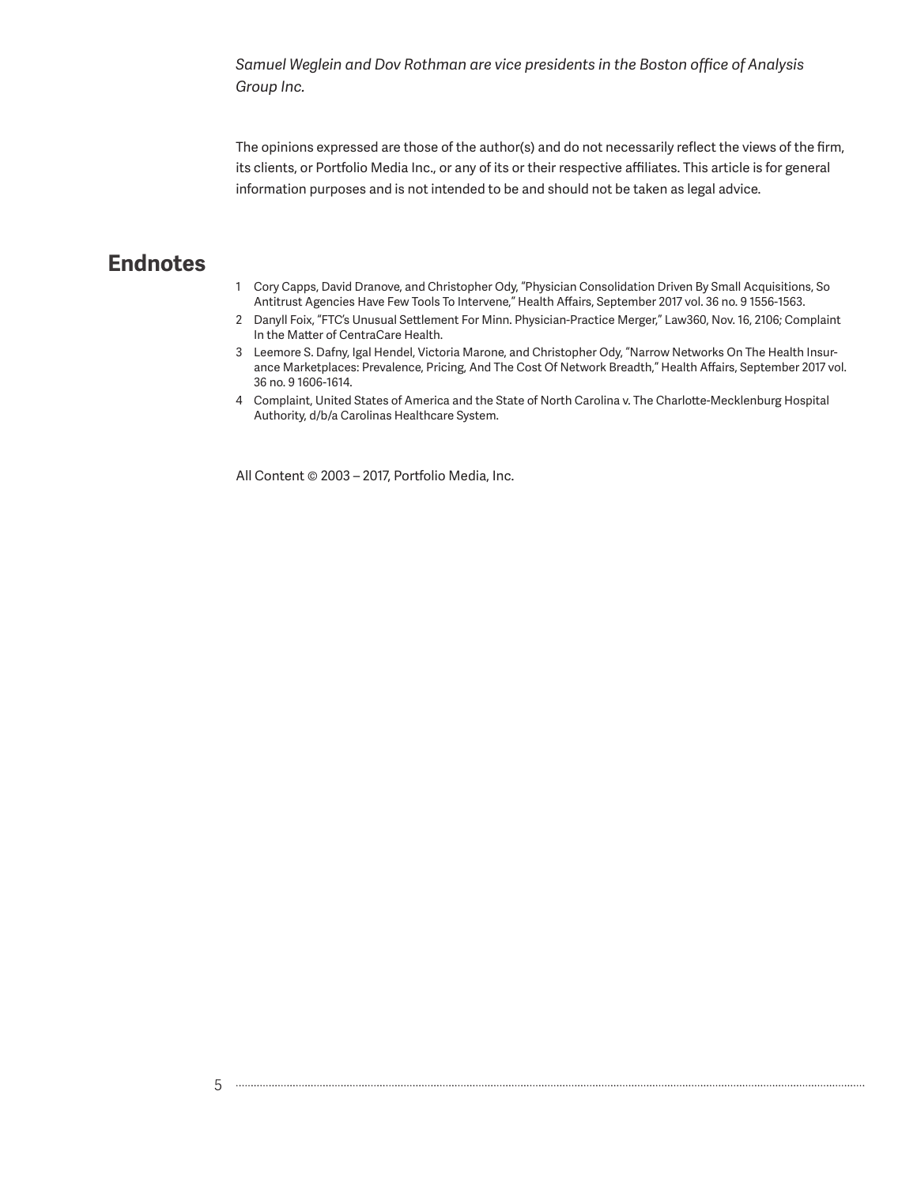*Samuel Weglein and Dov Rothman are vice presidents in the Boston office of Analysis Group Inc.*

The opinions expressed are those of the author(s) and do not necessarily reflect the views of the firm, its clients, or Portfolio Media Inc., or any of its or their respective affiliates. This article is for general information purposes and is not intended to be and should not be taken as legal advice.

## Endnotes

1. Cory Capps, David Dranove, and Christopher Ody, "Physician Consolidation Driven By Small Acquisitions, So Antitrust Agencies Have Few Tools To Intervene," Health Affairs, September 2017 vol. 36 no. 9 1556-1563.
2. Danyll Foix, "FTC's Unusual Settlement For Minn. Physician-Practice Merger," Law360, Nov. 16, 2106; Complaint In the Matter of CentraCare Health.
3. Leemore S. Dafny, Igal Hendel, Victoria Marone, and Christopher Ody, "Narrow Networks On The Health Insurance Marketplaces: Prevalence, Pricing, And The Cost Of Network Breadth," Health Affairs, September 2017 vol. 36 no. 9 1606-1614.
4. Complaint, United States of America and the State of North Carolina v. The Charlotte-Mecklenburg Hospital Authority, d/b/a Carolinas Healthcare System.

All Content © 2003 – 2017, Portfolio Media, Inc.